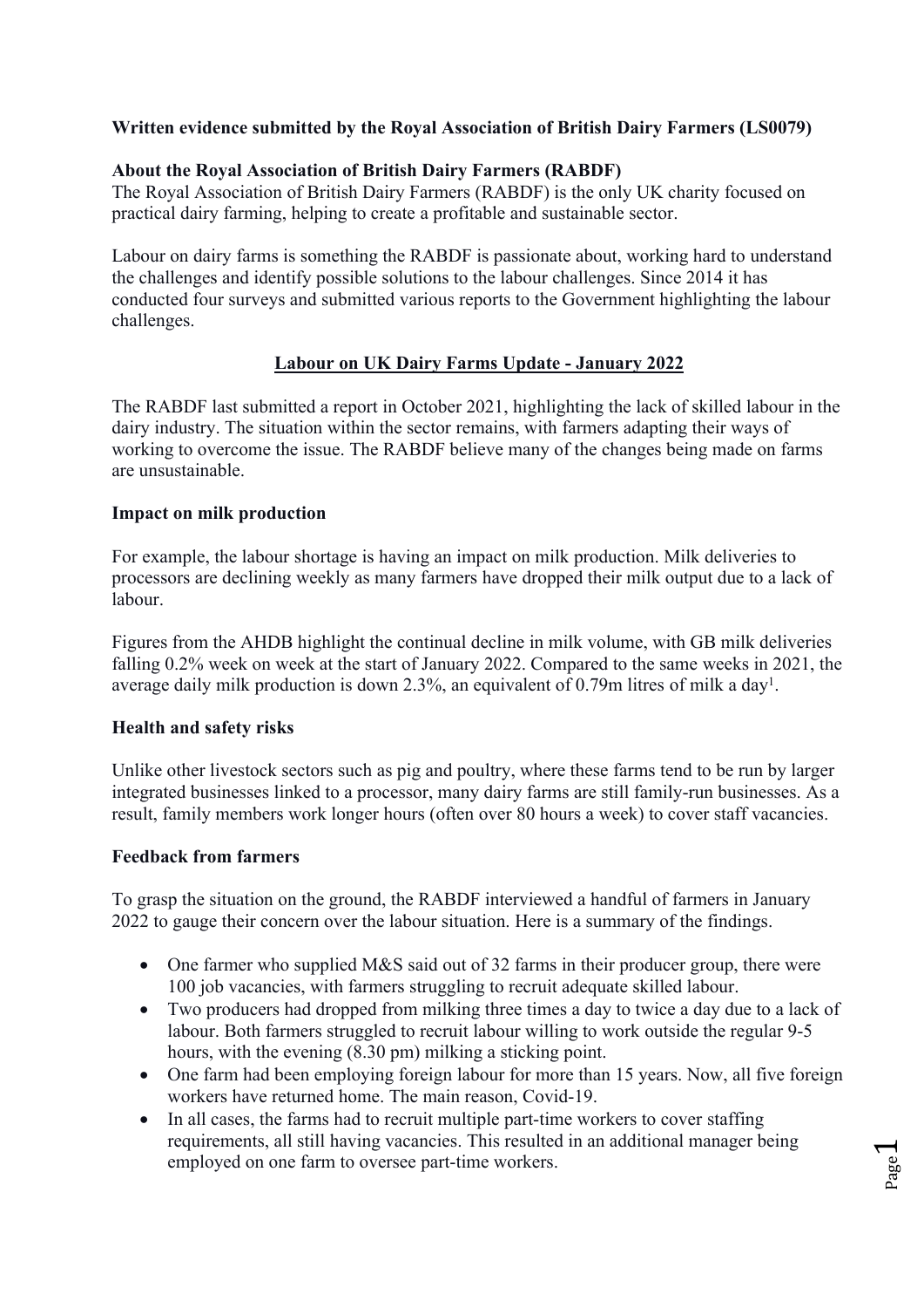**Written evidence submitted by the Royal Association of British Dairy Farmers (LS0079)**

**About the Royal Association of British Dairy Farmers (RABDF)**

The Royal Association of British Dairy Farmers (RABDF) is the only UK charity focused on practical dairy farming, helping to create a profitable and sustainable sector.

Labour on dairy farms is something the RABDF is passionate about, working hard to understand the challenges and identify possible solutions to the labour challenges. Since 2014 it has conducted four surveys and submitted various reports to the Government highlighting the labour challenges.

## Labour on UK Dairy Farms Update - January 2022

The RABDF last submitted a report in October 2021, highlighting the lack of skilled labour in the dairy industry. The situation within the sector remains, with farmers adapting their ways of working to overcome the issue. The RABDF believe many of the changes being made on farms are unsustainable.

### Impact on milk production

For example, the labour shortage is having an impact on milk production. Milk deliveries to processors are declining weekly as many farmers have dropped their milk output due to a lack of labour.

Figures from the AHDB highlight the continual decline in milk volume, with GB milk deliveries falling 0.2% week on week at the start of January 2022. Compared to the same weeks in 2021, the average daily milk production is down 2.3%, an equivalent of 0.79m litres of milk a day[1].

### Health and safety risks

Unlike other livestock sectors such as pig and poultry, where these farms tend to be run by larger integrated businesses linked to a processor, many dairy farms are still family-run businesses. As a result, family members work longer hours (often over 80 hours a week) to cover staff vacancies.

### Feedback from farmers

To grasp the situation on the ground, the RABDF interviewed a handful of farmers in January 2022 to gauge their concern over the labour situation. Here is a summary of the findings.

- One farmer who supplied M&S said out of 32 farms in their producer group, there were 100 job vacancies, with farmers struggling to recruit adequate skilled labour.
- Two producers had dropped from milking three times a day to twice a day due to a lack of labour. Both farmers struggled to recruit labour willing to work outside the regular 9-5 hours, with the evening (8.30 pm) milking a sticking point.
- One farm had been employing foreign labour for more than 15 years. Now, all five foreign workers have returned home. The main reason, Covid-19.
- In all cases, the farms had to recruit multiple part-time workers to cover staffing requirements, all still having vacancies. This resulted in an additional manager being employed on one farm to oversee part-time workers.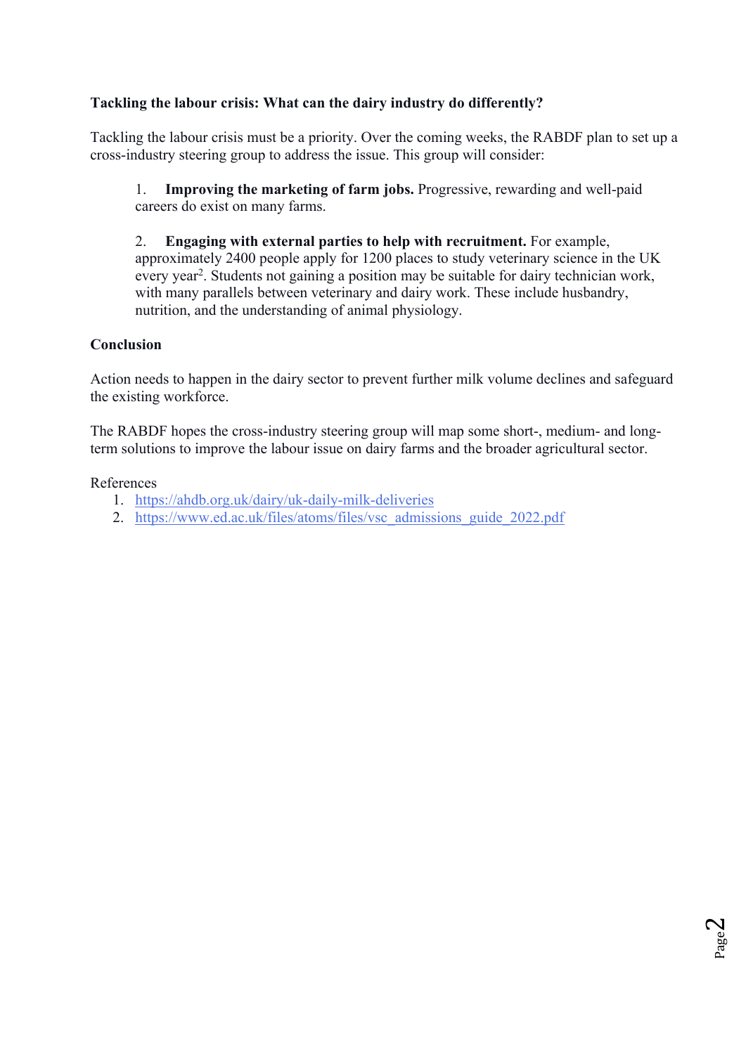**Tackling the labour crisis: What can the dairy industry do differently?**

Tackling the labour crisis must be a priority. Over the coming weeks, the RABDF plan to set up a cross-industry steering group to address the issue. This group will consider:

1. **Improving the marketing of farm jobs.** Progressive, rewarding and well-paid careers do exist on many farms.

2. **Engaging with external parties to help with recruitment.** For example, approximately 2400 people apply for 1200 places to study veterinary science in the UK every year[2]. Students not gaining a position may be suitable for dairy technician work, with many parallels between veterinary and dairy work. These include husbandry, nutrition, and the understanding of animal physiology.

**Conclusion**

Action needs to happen in the dairy sector to prevent further milk volume declines and safeguard the existing workforce.

The RABDF hopes the cross-industry steering group will map some short-, medium- and long-term solutions to improve the labour issue on dairy farms and the broader agricultural sector.

References

1. https://ahdb.org.uk/dairy/uk-daily-milk-deliveries
2. https://www.ed.ac.uk/files/atoms/files/vsc_admissions_guide_2022.pdf